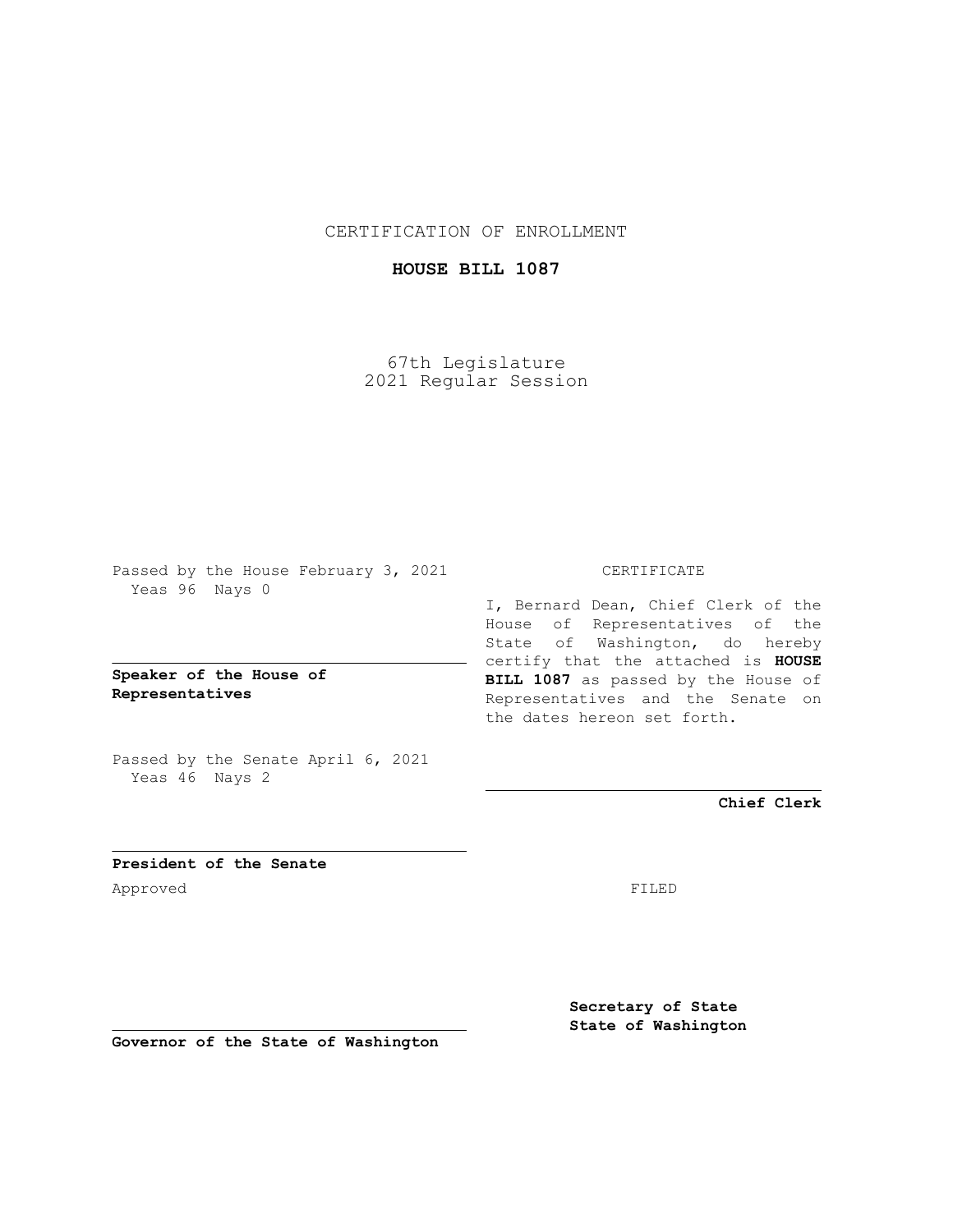CERTIFICATION OF ENROLLMENT

**HOUSE BILL 1087**

67th Legislature
2021 Regular Session

Passed by the House February 3, 2021
Yeas 96 Nays 0

**Speaker of the House of Representatives**

Passed by the Senate April 6, 2021
Yeas 46 Nays 2

**President of the Senate**

Approved

**Governor of the State of Washington**

CERTIFICATE

I, Bernard Dean, Chief Clerk of the House of Representatives of the State of Washington, do hereby certify that the attached is **HOUSE BILL 1087** as passed by the House of Representatives and the Senate on the dates hereon set forth.

**Chief Clerk**

FILED

**Secretary of State**
**State of Washington**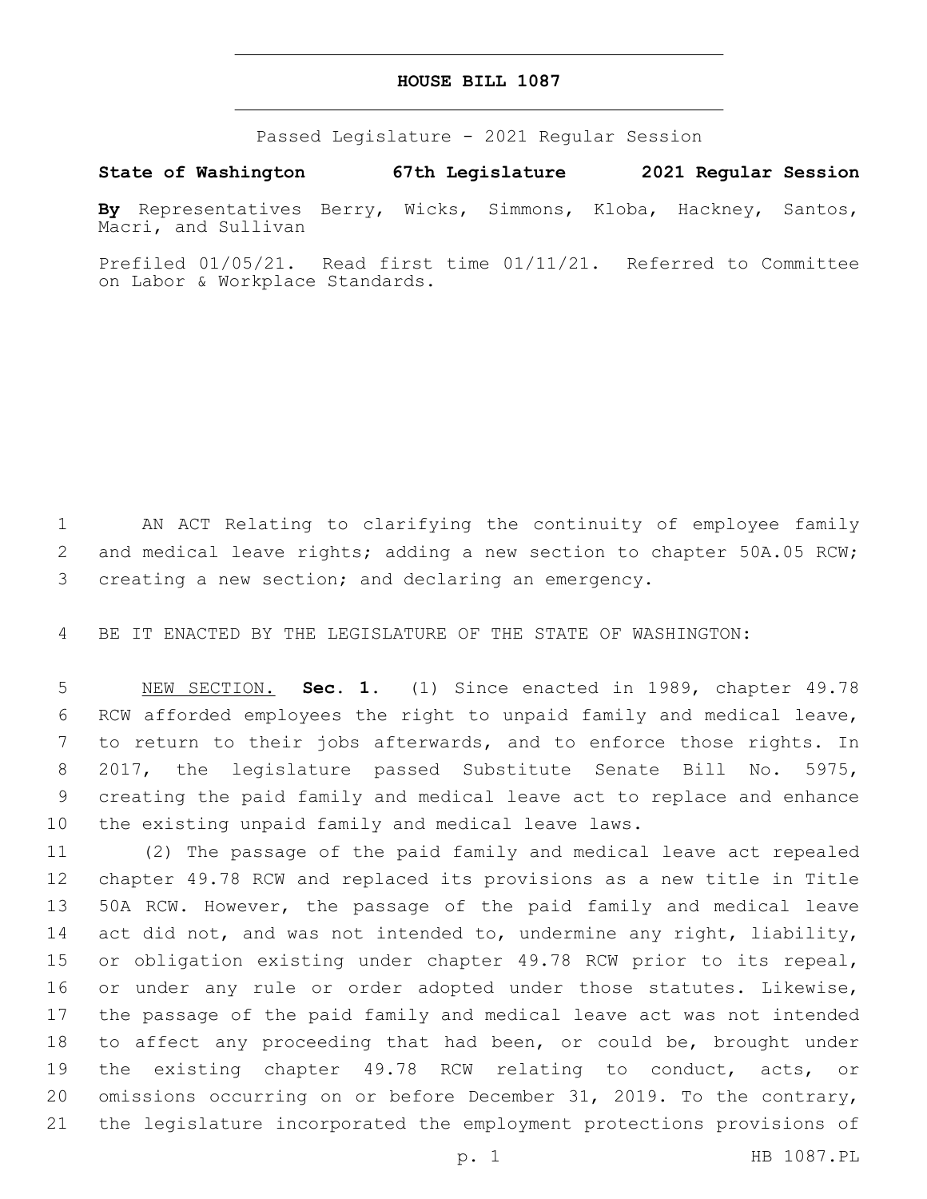# HOUSE BILL 1087

Passed Legislature - 2021 Regular Session

**State of Washington 67th Legislature 2021 Regular Session**

**By** Representatives Berry, Wicks, Simmons, Kloba, Hackney, Santos, Macri, and Sullivan

Prefiled 01/05/21. Read first time 01/11/21. Referred to Committee on Labor & Workplace Standards.

AN ACT Relating to clarifying the continuity of employee family and medical leave rights; adding a new section to chapter 50A.05 RCW; creating a new section; and declaring an emergency.

BE IT ENACTED BY THE LEGISLATURE OF THE STATE OF WASHINGTON:

NEW SECTION. **Sec. 1.** (1) Since enacted in 1989, chapter 49.78 RCW afforded employees the right to unpaid family and medical leave, to return to their jobs afterwards, and to enforce those rights. In 2017, the legislature passed Substitute Senate Bill No. 5975, creating the paid family and medical leave act to replace and enhance the existing unpaid family and medical leave laws.

(2) The passage of the paid family and medical leave act repealed chapter 49.78 RCW and replaced its provisions as a new title in Title 50A RCW. However, the passage of the paid family and medical leave act did not, and was not intended to, undermine any right, liability, or obligation existing under chapter 49.78 RCW prior to its repeal, or under any rule or order adopted under those statutes. Likewise, the passage of the paid family and medical leave act was not intended to affect any proceeding that had been, or could be, brought under the existing chapter 49.78 RCW relating to conduct, acts, or omissions occurring on or before December 31, 2019. To the contrary, the legislature incorporated the employment protections provisions of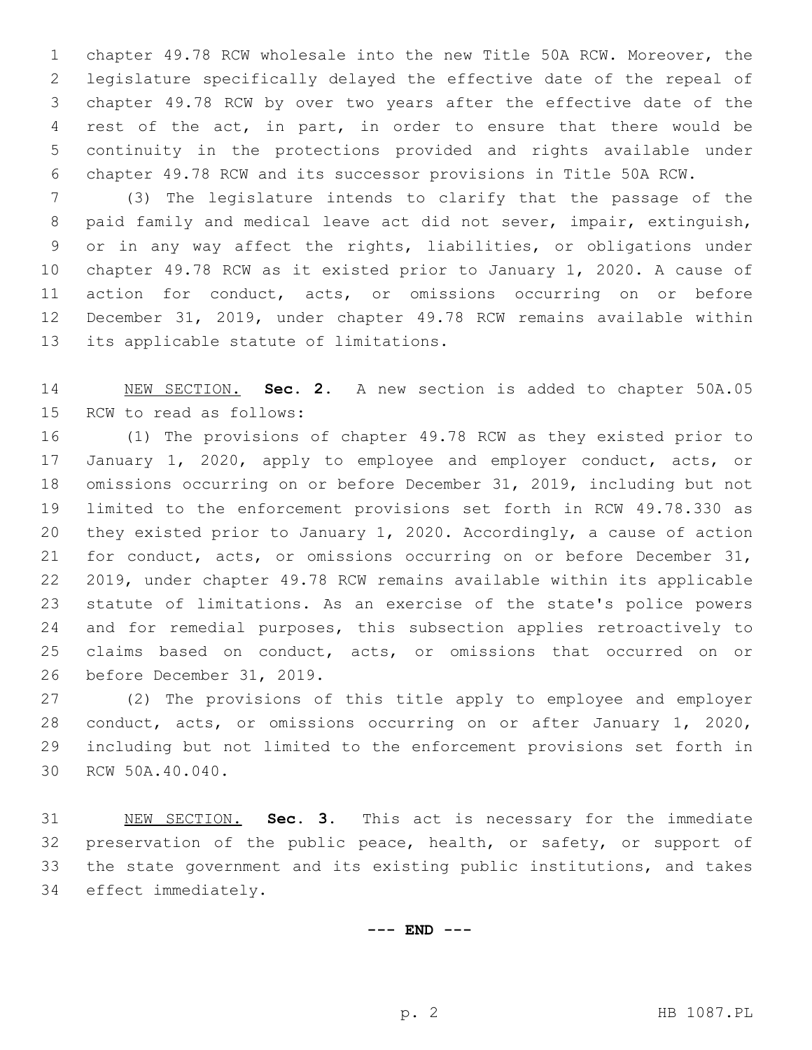chapter 49.78 RCW wholesale into the new Title 50A RCW. Moreover, the legislature specifically delayed the effective date of the repeal of chapter 49.78 RCW by over two years after the effective date of the rest of the act, in part, in order to ensure that there would be continuity in the protections provided and rights available under chapter 49.78 RCW and its successor provisions in Title 50A RCW.

(3) The legislature intends to clarify that the passage of the paid family and medical leave act did not sever, impair, extinguish, or in any way affect the rights, liabilities, or obligations under chapter 49.78 RCW as it existed prior to January 1, 2020. A cause of action for conduct, acts, or omissions occurring on or before December 31, 2019, under chapter 49.78 RCW remains available within its applicable statute of limitations.

NEW SECTION. **Sec. 2.** A new section is added to chapter 50A.05 RCW to read as follows:

(1) The provisions of chapter 49.78 RCW as they existed prior to January 1, 2020, apply to employee and employer conduct, acts, or omissions occurring on or before December 31, 2019, including but not limited to the enforcement provisions set forth in RCW 49.78.330 as they existed prior to January 1, 2020. Accordingly, a cause of action for conduct, acts, or omissions occurring on or before December 31, 2019, under chapter 49.78 RCW remains available within its applicable statute of limitations. As an exercise of the state's police powers and for remedial purposes, this subsection applies retroactively to claims based on conduct, acts, or omissions that occurred on or before December 31, 2019.

(2) The provisions of this title apply to employee and employer conduct, acts, or omissions occurring on or after January 1, 2020, including but not limited to the enforcement provisions set forth in RCW 50A.40.040.

NEW SECTION. **Sec. 3.** This act is necessary for the immediate preservation of the public peace, health, or safety, or support of the state government and its existing public institutions, and takes effect immediately.

**--- END ---**